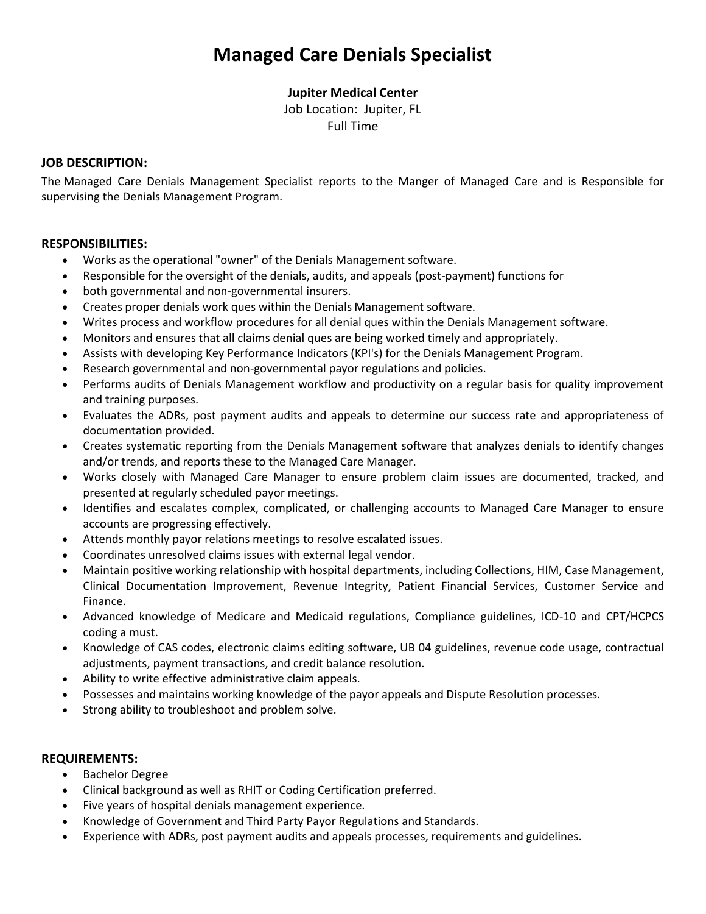# Managed Care Denials Specialist

**Jupiter Medical Center**
Job Location: Jupiter, FL
Full Time

## JOB DESCRIPTION:

The Managed Care Denials Management Specialist reports to the Manger of Managed Care and is Responsible for supervising the Denials Management Program.

## RESPONSIBILITIES:

- Works as the operational "owner" of the Denials Management software.
- Responsible for the oversight of the denials, audits, and appeals (post-payment) functions for
- both governmental and non-governmental insurers.
- Creates proper denials work ques within the Denials Management software.
- Writes process and workflow procedures for all denial ques within the Denials Management software.
- Monitors and ensures that all claims denial ques are being worked timely and appropriately.
- Assists with developing Key Performance Indicators (KPI's) for the Denials Management Program.
- Research governmental and non-governmental payor regulations and policies.
- Performs audits of Denials Management workflow and productivity on a regular basis for quality improvement and training purposes.
- Evaluates the ADRs, post payment audits and appeals to determine our success rate and appropriateness of documentation provided.
- Creates systematic reporting from the Denials Management software that analyzes denials to identify changes and/or trends, and reports these to the Managed Care Manager.
- Works closely with Managed Care Manager to ensure problem claim issues are documented, tracked, and presented at regularly scheduled payor meetings.
- Identifies and escalates complex, complicated, or challenging accounts to Managed Care Manager to ensure accounts are progressing effectively.
- Attends monthly payor relations meetings to resolve escalated issues.
- Coordinates unresolved claims issues with external legal vendor.
- Maintain positive working relationship with hospital departments, including Collections, HIM, Case Management, Clinical Documentation Improvement, Revenue Integrity, Patient Financial Services, Customer Service and Finance.
- Advanced knowledge of Medicare and Medicaid regulations, Compliance guidelines, ICD-10 and CPT/HCPCS coding a must.
- Knowledge of CAS codes, electronic claims editing software, UB 04 guidelines, revenue code usage, contractual adjustments, payment transactions, and credit balance resolution.
- Ability to write effective administrative claim appeals.
- Possesses and maintains working knowledge of the payor appeals and Dispute Resolution processes.
- Strong ability to troubleshoot and problem solve.

## REQUIREMENTS:

- Bachelor Degree
- Clinical background as well as RHIT or Coding Certification preferred.
- Five years of hospital denials management experience.
- Knowledge of Government and Third Party Payor Regulations and Standards.
- Experience with ADRs, post payment audits and appeals processes, requirements and guidelines.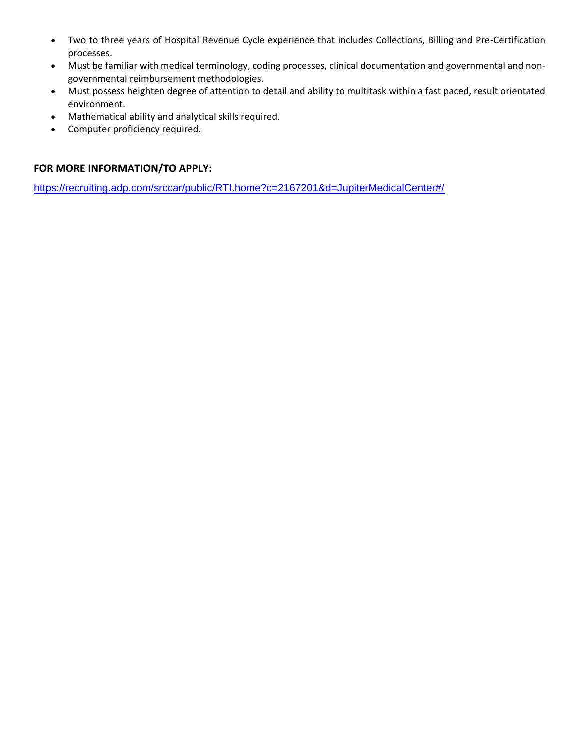- Two to three years of Hospital Revenue Cycle experience that includes Collections, Billing and Pre-Certification processes.
- Must be familiar with medical terminology, coding processes, clinical documentation and governmental and non-governmental reimbursement methodologies.
- Must possess heighten degree of attention to detail and ability to multitask within a fast paced, result orientated environment.
- Mathematical ability and analytical skills required.
- Computer proficiency required.

**FOR MORE INFORMATION/TO APPLY:**

https://recruiting.adp.com/srccar/public/RTI.home?c=2167201&d=JupiterMedicalCenter#/